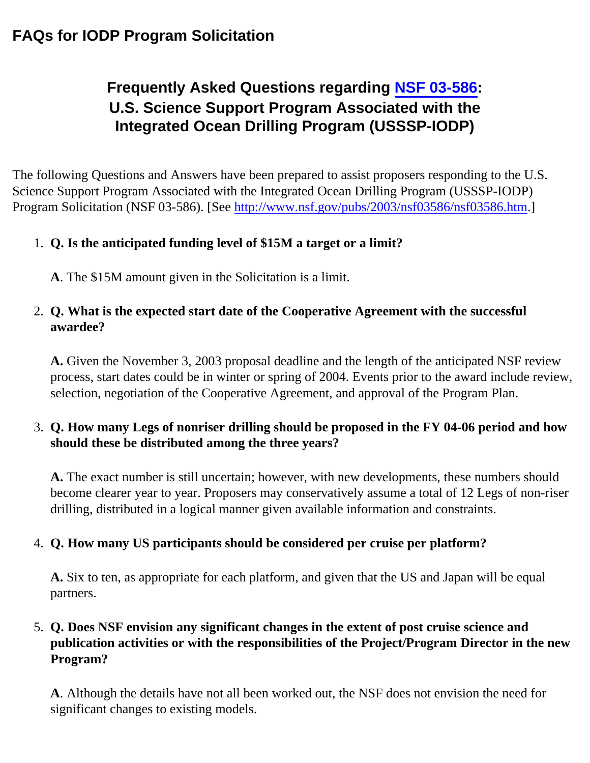# FAQs for IODP Program Solicitation

## Frequently Asked Questions regarding NSF 03-586: U.S. Science Support Program Associated with the Integrated Ocean Drilling Program (USSSP-IODP)

The following Questions and Answers have been prepared to assist proposers responding to the U.S. Science Support Program Associated with the Integrated Ocean Drilling Program (USSSP-IODP) Program Solicitation (NSF 03-586). [See http://www.nsf.gov/pubs/2003/nsf03586/nsf03586.htm.]

1. **Q. Is the anticipated funding level of $15M a target or a limit?**

   **A**. The $15M amount given in the Solicitation is a limit.

2. **Q. What is the expected start date of the Cooperative Agreement with the successful awardee?**

   **A.** Given the November 3, 2003 proposal deadline and the length of the anticipated NSF review process, start dates could be in winter or spring of 2004. Events prior to the award include review, selection, negotiation of the Cooperative Agreement, and approval of the Program Plan.

3. **Q. How many Legs of nonriser drilling should be proposed in the FY 04-06 period and how should these be distributed among the three years?**

   **A.** The exact number is still uncertain; however, with new developments, these numbers should become clearer year to year. Proposers may conservatively assume a total of 12 Legs of non-riser drilling, distributed in a logical manner given available information and constraints.

4. **Q. How many US participants should be considered per cruise per platform?**

   **A.** Six to ten, as appropriate for each platform, and given that the US and Japan will be equal partners.

5. **Q. Does NSF envision any significant changes in the extent of post cruise science and publication activities or with the responsibilities of the Project/Program Director in the new Program?**

   **A**. Although the details have not all been worked out, the NSF does not envision the need for significant changes to existing models.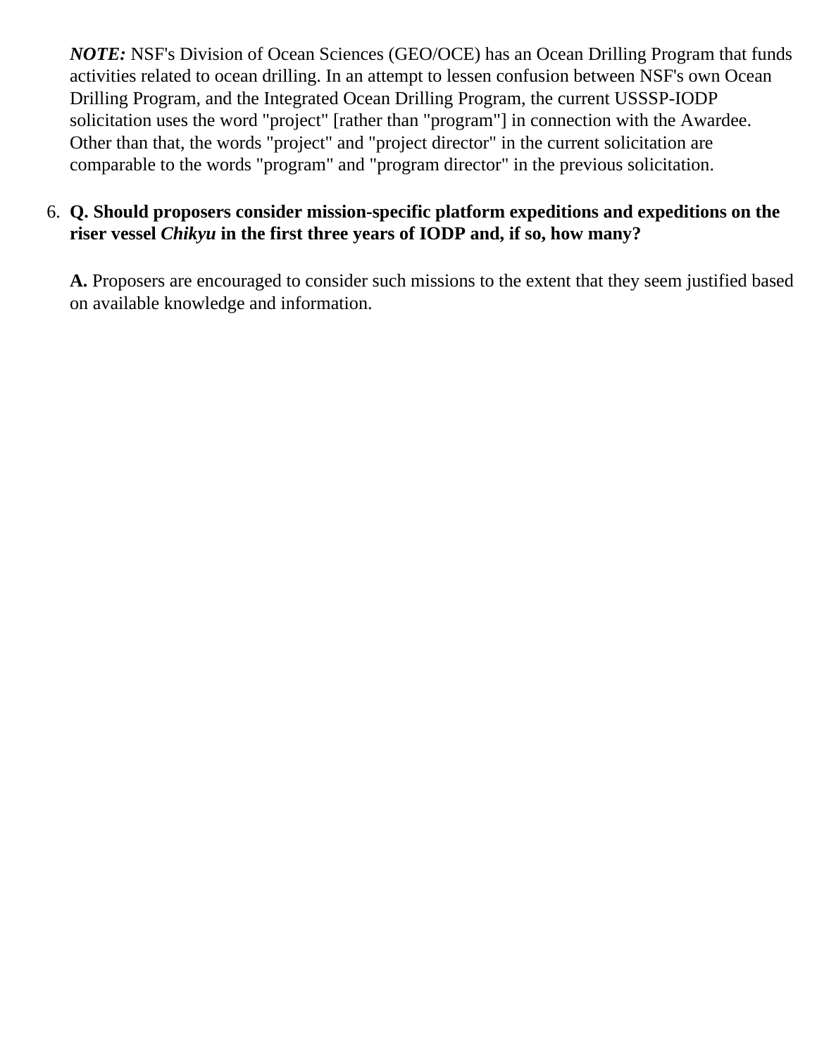***NOTE:*** NSF's Division of Ocean Sciences (GEO/OCE) has an Ocean Drilling Program that funds activities related to ocean drilling. In an attempt to lessen confusion between NSF's own Ocean Drilling Program, and the Integrated Ocean Drilling Program, the current USSSP-IODP solicitation uses the word "project" [rather than "program"] in connection with the Awardee. Other than that, the words "project" and "project director" in the current solicitation are comparable to the words "program" and "program director" in the previous solicitation.

6. **Q. Should proposers consider mission-specific platform expeditions and expeditions on the riser vessel *Chikyu* in the first three years of IODP and, if so, how many?**

   **A.** Proposers are encouraged to consider such missions to the extent that they seem justified based on available knowledge and information.